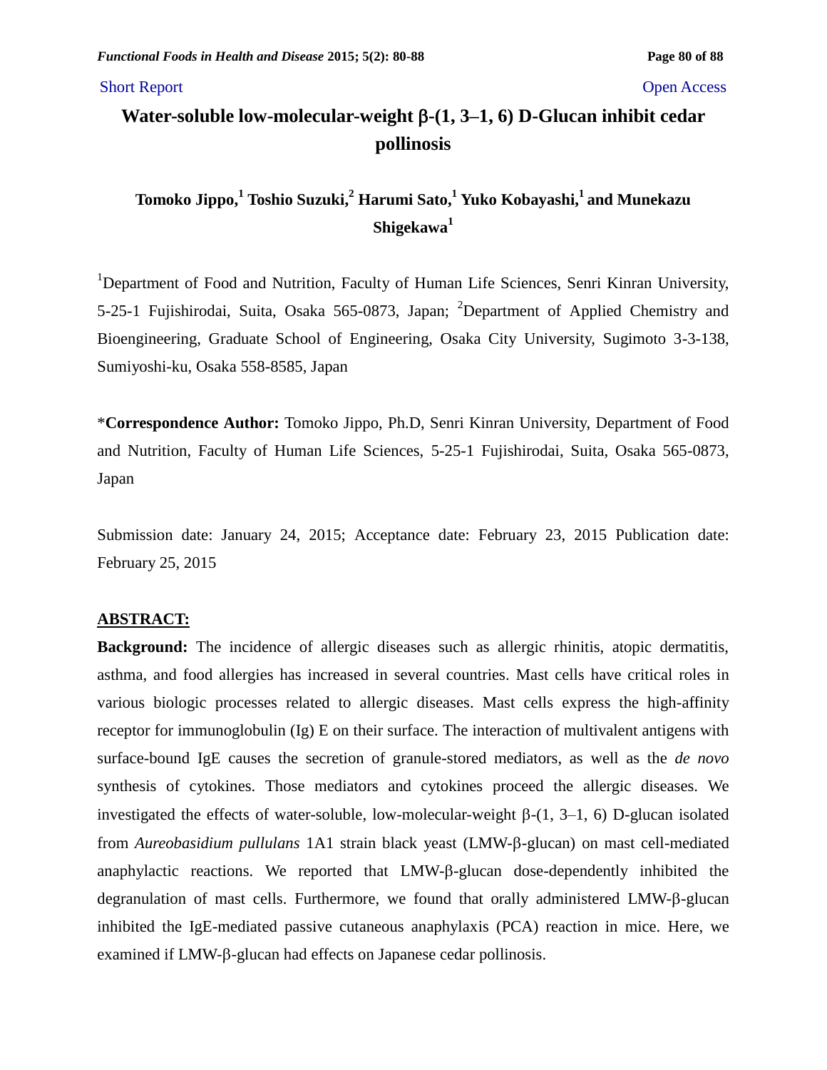Short Report Open Access

# Water-soluble low-molecular-weight β-(1, 3–1, 6) D-Glucan inhibit cedar pollinosis

**Tomoko Jippo,[1] Toshio Suzuki,[2] Harumi Sato,[1] Yuko Kobayashi,[1] and Munekazu Shigekawa[1]**

[1]Department of Food and Nutrition, Faculty of Human Life Sciences, Senri Kinran University, 5-25-1 Fujishirodai, Suita, Osaka 565-0873, Japan; [2]Department of Applied Chemistry and Bioengineering, Graduate School of Engineering, Osaka City University, Sugimoto 3-3-138, Sumiyoshi-ku, Osaka 558-8585, Japan

\***Correspondence Author:** Tomoko Jippo, Ph.D, Senri Kinran University, Department of Food and Nutrition, Faculty of Human Life Sciences, 5-25-1 Fujishirodai, Suita, Osaka 565-0873, Japan

Submission date: January 24, 2015; Acceptance date: February 23, 2015 Publication date: February 25, 2015

## ABSTRACT:

**Background:** The incidence of allergic diseases such as allergic rhinitis, atopic dermatitis, asthma, and food allergies has increased in several countries. Mast cells have critical roles in various biologic processes related to allergic diseases. Mast cells express the high-affinity receptor for immunoglobulin (Ig) E on their surface. The interaction of multivalent antigens with surface-bound IgE causes the secretion of granule-stored mediators, as well as the *de novo* synthesis of cytokines. Those mediators and cytokines proceed the allergic diseases. We investigated the effects of water-soluble, low-molecular-weight β-(1, 3–1, 6) D-glucan isolated from *Aureobasidium pullulans* 1A1 strain black yeast (LMW-β-glucan) on mast cell-mediated anaphylactic reactions. We reported that LMW-β-glucan dose-dependently inhibited the degranulation of mast cells. Furthermore, we found that orally administered LMW-β-glucan inhibited the IgE-mediated passive cutaneous anaphylaxis (PCA) reaction in mice. Here, we examined if LMW-β-glucan had effects on Japanese cedar pollinosis.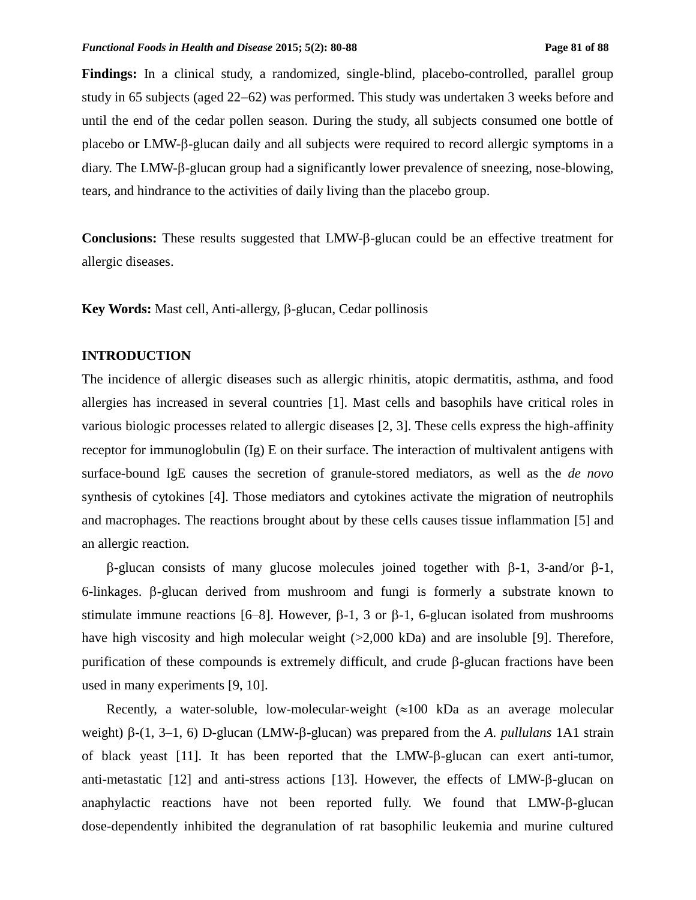**Findings:** In a clinical study, a randomized, single-blind, placebo-controlled, parallel group study in 65 subjects (aged 22–62) was performed. This study was undertaken 3 weeks before and until the end of the cedar pollen season. During the study, all subjects consumed one bottle of placebo or LMW-β-glucan daily and all subjects were required to record allergic symptoms in a diary. The LMW-β-glucan group had a significantly lower prevalence of sneezing, nose-blowing, tears, and hindrance to the activities of daily living than the placebo group.

**Conclusions:** These results suggested that LMW-β-glucan could be an effective treatment for allergic diseases.

**Key Words:** Mast cell, Anti-allergy, β-glucan, Cedar pollinosis

## INTRODUCTION

The incidence of allergic diseases such as allergic rhinitis, atopic dermatitis, asthma, and food allergies has increased in several countries [1]. Mast cells and basophils have critical roles in various biologic processes related to allergic diseases [2, 3]. These cells express the high-affinity receptor for immunoglobulin (Ig) E on their surface. The interaction of multivalent antigens with surface-bound IgE causes the secretion of granule-stored mediators, as well as the *de novo* synthesis of cytokines [4]. Those mediators and cytokines activate the migration of neutrophils and macrophages. The reactions brought about by these cells causes tissue inflammation [5] and an allergic reaction.

β-glucan consists of many glucose molecules joined together with β-1, 3-and/or β-1, 6-linkages. β-glucan derived from mushroom and fungi is formerly a substrate known to stimulate immune reactions [6–8]. However, β-1, 3 or β-1, 6-glucan isolated from mushrooms have high viscosity and high molecular weight (>2,000 kDa) and are insoluble [9]. Therefore, purification of these compounds is extremely difficult, and crude β-glucan fractions have been used in many experiments [9, 10].

Recently, a water-soluble, low-molecular-weight (≈100 kDa as an average molecular weight) β-(1, 3–1, 6) D-glucan (LMW-β-glucan) was prepared from the *A. pullulans* 1A1 strain of black yeast [11]. It has been reported that the LMW-β-glucan can exert anti-tumor, anti-metastatic [12] and anti-stress actions [13]. However, the effects of LMW-β-glucan on anaphylactic reactions have not been reported fully. We found that LMW-β-glucan dose-dependently inhibited the degranulation of rat basophilic leukemia and murine cultured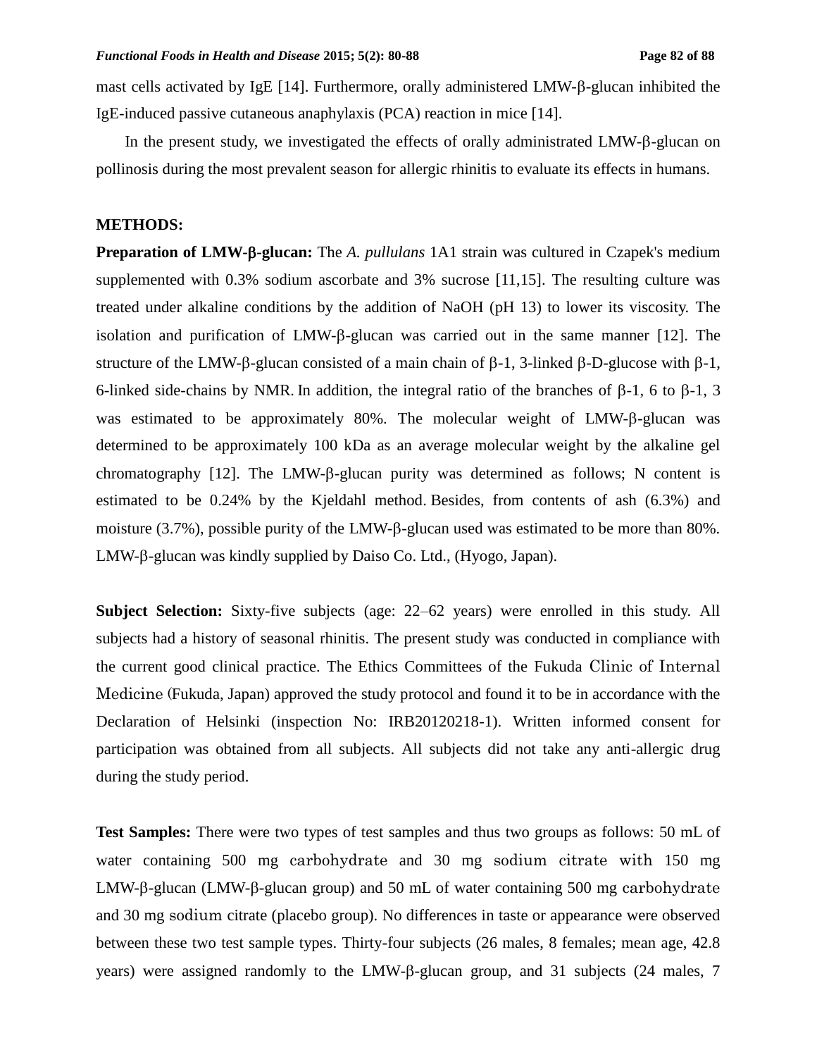mast cells activated by IgE [14]. Furthermore, orally administered LMW-β-glucan inhibited the IgE-induced passive cutaneous anaphylaxis (PCA) reaction in mice [14].

In the present study, we investigated the effects of orally administrated LMW-β-glucan on pollinosis during the most prevalent season for allergic rhinitis to evaluate its effects in humans.

## METHODS:

**Preparation of LMW-β-glucan:** The *A. pullulans* 1A1 strain was cultured in Czapek's medium supplemented with 0.3% sodium ascorbate and 3% sucrose [11,15]. The resulting culture was treated under alkaline conditions by the addition of NaOH (pH 13) to lower its viscosity. The isolation and purification of LMW-β-glucan was carried out in the same manner [12]. The structure of the LMW-β-glucan consisted of a main chain of β-1, 3-linked β-D-glucose with β-1, 6-linked side-chains by NMR. In addition, the integral ratio of the branches of β-1, 6 to β-1, 3 was estimated to be approximately 80%. The molecular weight of LMW-β-glucan was determined to be approximately 100 kDa as an average molecular weight by the alkaline gel chromatography [12]. The LMW-β-glucan purity was determined as follows; N content is estimated to be 0.24% by the Kjeldahl method. Besides, from contents of ash (6.3%) and moisture (3.7%), possible purity of the LMW-β-glucan used was estimated to be more than 80%. LMW-β-glucan was kindly supplied by Daiso Co. Ltd., (Hyogo, Japan).

**Subject Selection:** Sixty-five subjects (age: 22–62 years) were enrolled in this study. All subjects had a history of seasonal rhinitis. The present study was conducted in compliance with the current good clinical practice. The Ethics Committees of the Fukuda Clinic of Internal Medicine (Fukuda, Japan) approved the study protocol and found it to be in accordance with the Declaration of Helsinki (inspection No: IRB20120218-1). Written informed consent for participation was obtained from all subjects. All subjects did not take any anti-allergic drug during the study period.

**Test Samples:** There were two types of test samples and thus two groups as follows: 50 mL of water containing 500 mg carbohydrate and 30 mg sodium citrate with 150 mg LMW-β-glucan (LMW-β-glucan group) and 50 mL of water containing 500 mg carbohydrate and 30 mg sodium citrate (placebo group). No differences in taste or appearance were observed between these two test sample types. Thirty-four subjects (26 males, 8 females; mean age, 42.8 years) were assigned randomly to the LMW-β-glucan group, and 31 subjects (24 males, 7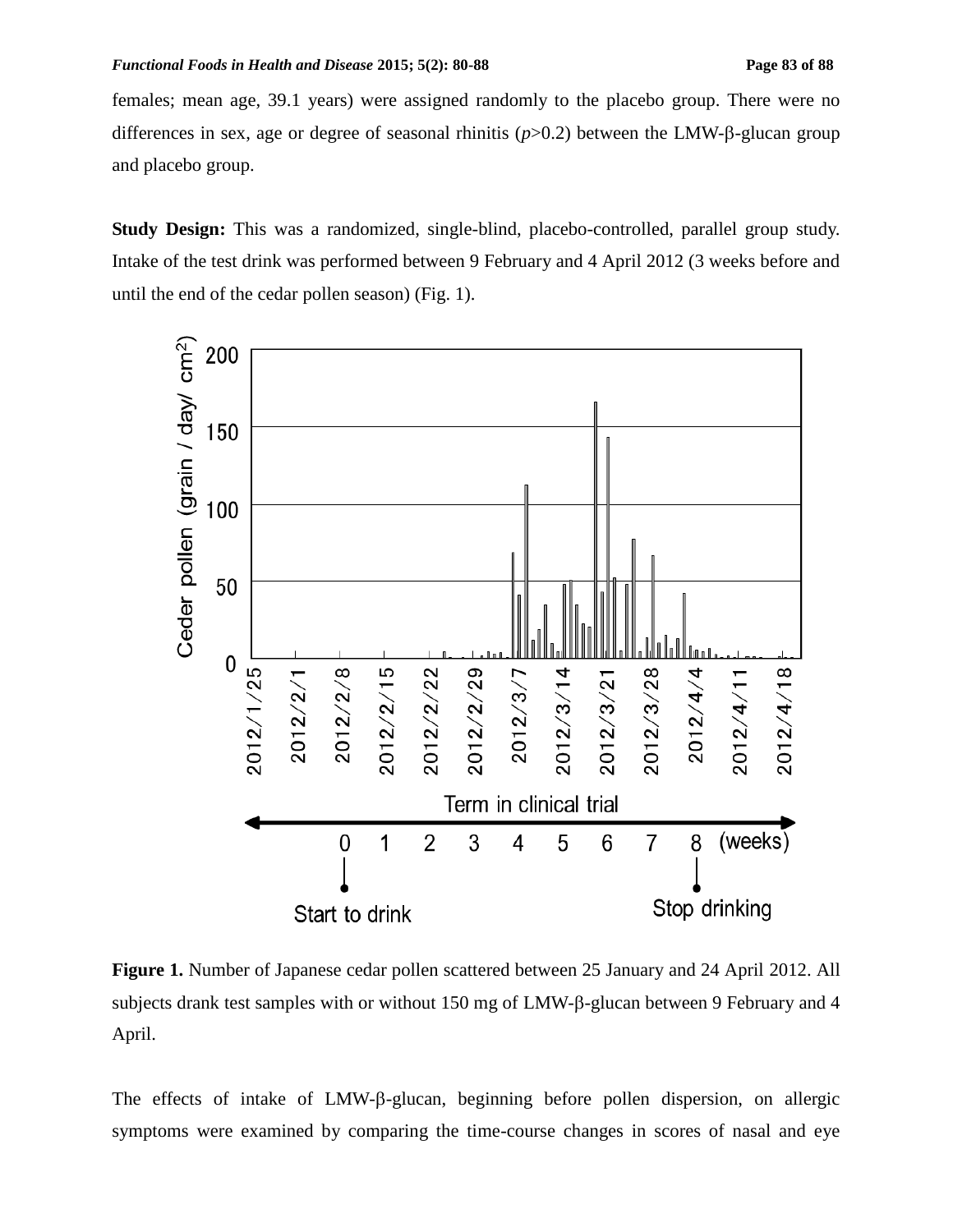females; mean age, 39.1 years) were assigned randomly to the placebo group. There were no differences in sex, age or degree of seasonal rhinitis ($p$>0.2) between the LMW-β-glucan group and placebo group.

**Study Design:** This was a randomized, single-blind, placebo-controlled, parallel group study. Intake of the test drink was performed between 9 February and 4 April 2012 (3 weeks before and until the end of the cedar pollen season) (Fig. 1).

**Figure 1.** Number of Japanese cedar pollen scattered between 25 January and 24 April 2012. All subjects drank test samples with or without 150 mg of LMW-β-glucan between 9 February and 4 April.

The effects of intake of LMW-β-glucan, beginning before pollen dispersion, on allergic symptoms were examined by comparing the time-course changes in scores of nasal and eye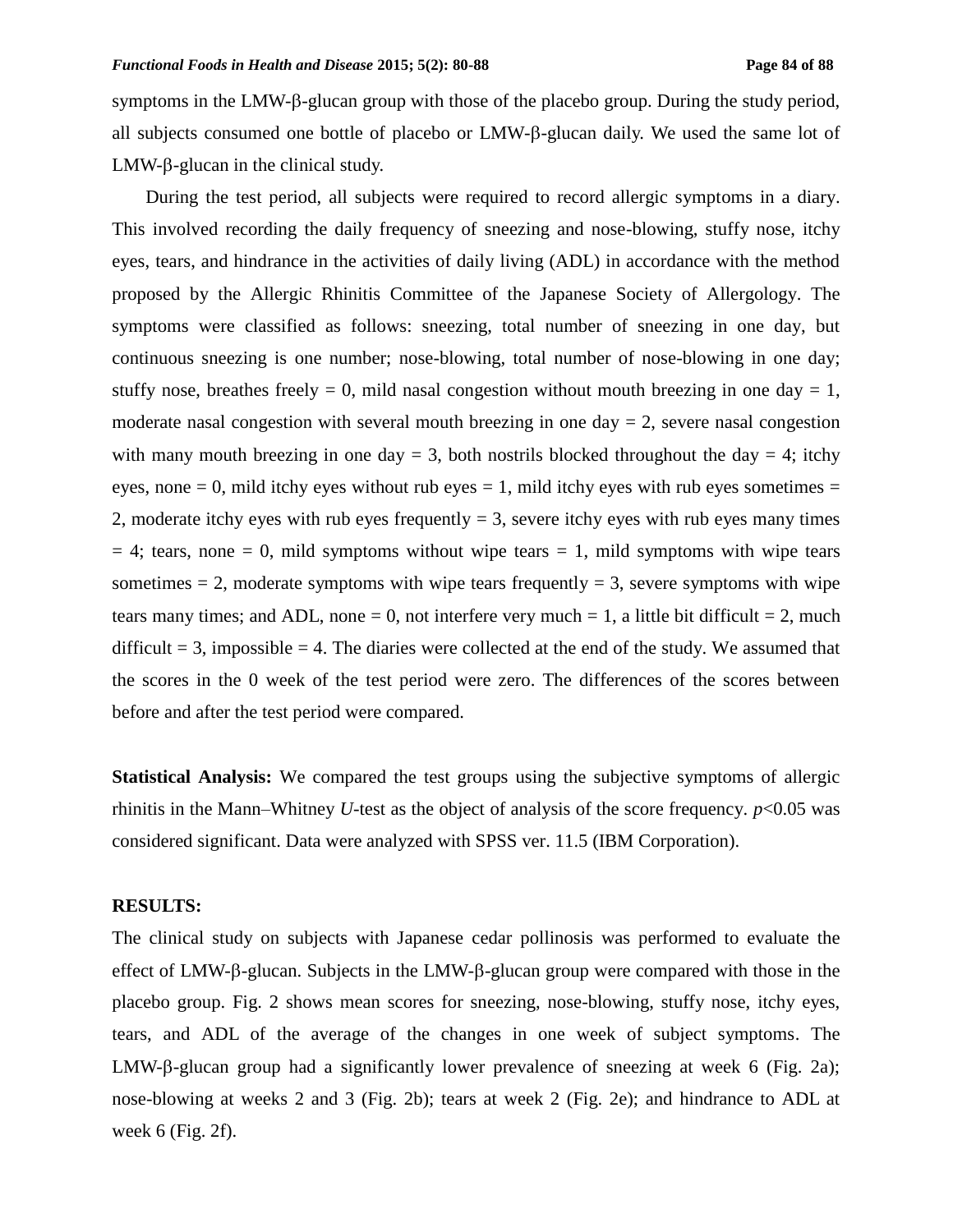symptoms in the LMW-β-glucan group with those of the placebo group. During the study period, all subjects consumed one bottle of placebo or LMW-β-glucan daily. We used the same lot of LMW-β-glucan in the clinical study.

During the test period, all subjects were required to record allergic symptoms in a diary. This involved recording the daily frequency of sneezing and nose-blowing, stuffy nose, itchy eyes, tears, and hindrance in the activities of daily living (ADL) in accordance with the method proposed by the Allergic Rhinitis Committee of the Japanese Society of Allergology. The symptoms were classified as follows: sneezing, total number of sneezing in one day, but continuous sneezing is one number; nose-blowing, total number of nose-blowing in one day; stuffy nose, breathes freely = 0, mild nasal congestion without mouth breezing in one day = 1, moderate nasal congestion with several mouth breezing in one day = 2, severe nasal congestion with many mouth breezing in one day = 3, both nostrils blocked throughout the day = 4; itchy eyes, none = 0, mild itchy eyes without rub eyes = 1, mild itchy eyes with rub eyes sometimes = 2, moderate itchy eyes with rub eyes frequently = 3, severe itchy eyes with rub eyes many times = 4; tears, none = 0, mild symptoms without wipe tears = 1, mild symptoms with wipe tears sometimes = 2, moderate symptoms with wipe tears frequently = 3, severe symptoms with wipe tears many times; and ADL, none = 0, not interfere very much = 1, a little bit difficult = 2, much difficult = 3, impossible = 4. The diaries were collected at the end of the study. We assumed that the scores in the 0 week of the test period were zero. The differences of the scores between before and after the test period were compared.

**Statistical Analysis:** We compared the test groups using the subjective symptoms of allergic rhinitis in the Mann–Whitney *U*-test as the object of analysis of the score frequency. $p<0.05$ was considered significant. Data were analyzed with SPSS ver. 11.5 (IBM Corporation).

## RESULTS:

The clinical study on subjects with Japanese cedar pollinosis was performed to evaluate the effect of LMW-β-glucan. Subjects in the LMW-β-glucan group were compared with those in the placebo group. Fig. 2 shows mean scores for sneezing, nose-blowing, stuffy nose, itchy eyes, tears, and ADL of the average of the changes in one week of subject symptoms. The LMW-β-glucan group had a significantly lower prevalence of sneezing at week 6 (Fig. 2a); nose-blowing at weeks 2 and 3 (Fig. 2b); tears at week 2 (Fig. 2e); and hindrance to ADL at week 6 (Fig. 2f).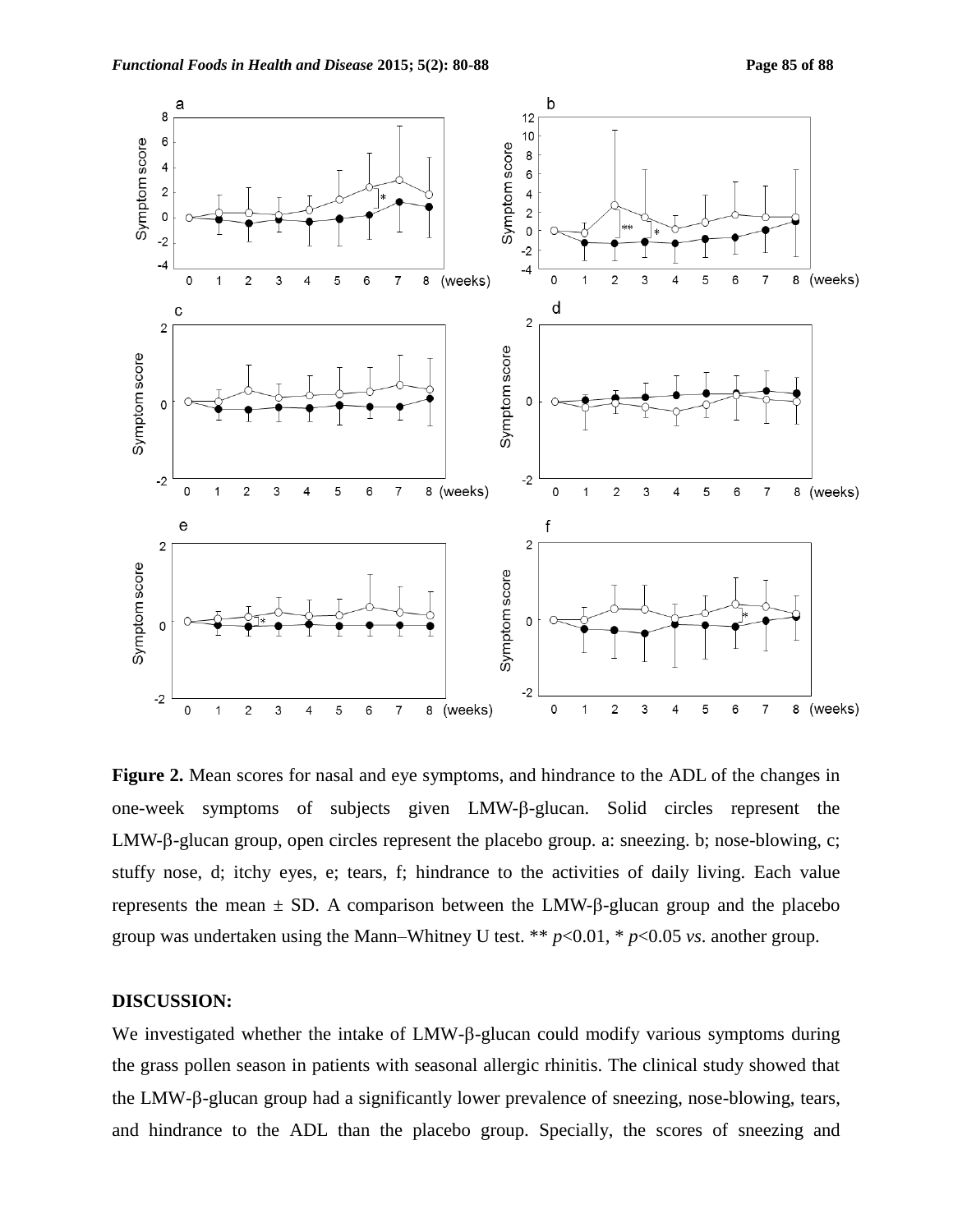**Figure 2.** Mean scores for nasal and eye symptoms, and hindrance to the ADL of the changes in one-week symptoms of subjects given LMW-β-glucan. Solid circles represent the LMW-β-glucan group, open circles represent the placebo group. a: sneezing. b; nose-blowing, c; stuffy nose, d; itchy eyes, e; tears, f; hindrance to the activities of daily living. Each value represents the mean ± SD. A comparison between the LMW-β-glucan group and the placebo group was undertaken using the Mann–Whitney U test. ** $p<0.01$, * $p<0.05$ *vs*. another group.

## DISCUSSION:

We investigated whether the intake of LMW-β-glucan could modify various symptoms during the grass pollen season in patients with seasonal allergic rhinitis. The clinical study showed that the LMW-β-glucan group had a significantly lower prevalence of sneezing, nose-blowing, tears, and hindrance to the ADL than the placebo group. Specially, the scores of sneezing and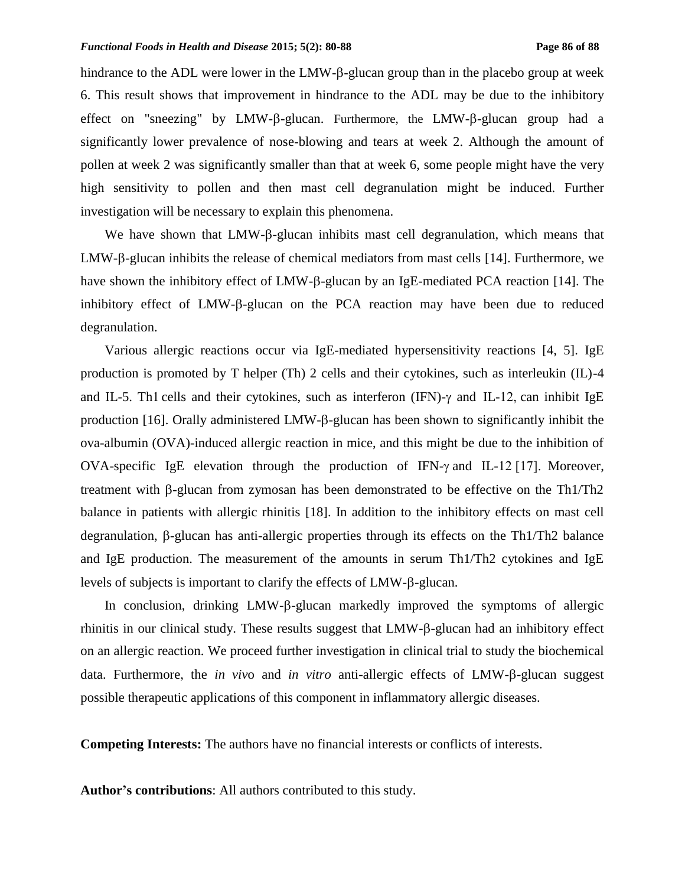hindrance to the ADL were lower in the LMW-β-glucan group than in the placebo group at week 6. This result shows that improvement in hindrance to the ADL may be due to the inhibitory effect on "sneezing" by LMW-β-glucan. Furthermore, the LMW-β-glucan group had a significantly lower prevalence of nose-blowing and tears at week 2. Although the amount of pollen at week 2 was significantly smaller than that at week 6, some people might have the very high sensitivity to pollen and then mast cell degranulation might be induced. Further investigation will be necessary to explain this phenomena.

We have shown that LMW-β-glucan inhibits mast cell degranulation, which means that LMW-β-glucan inhibits the release of chemical mediators from mast cells [14]. Furthermore, we have shown the inhibitory effect of LMW-β-glucan by an IgE-mediated PCA reaction [14]. The inhibitory effect of LMW-β-glucan on the PCA reaction may have been due to reduced degranulation.

Various allergic reactions occur via IgE-mediated hypersensitivity reactions [4, 5]. IgE production is promoted by T helper (Th) 2 cells and their cytokines, such as interleukin (IL)-4 and IL-5. Th1 cells and their cytokines, such as interferon (IFN)-γ and IL-12, can inhibit IgE production [16]. Orally administered LMW-β-glucan has been shown to significantly inhibit the ova-albumin (OVA)-induced allergic reaction in mice, and this might be due to the inhibition of OVA-specific IgE elevation through the production of IFN-γ and IL-12 [17]. Moreover, treatment with β-glucan from zymosan has been demonstrated to be effective on the Th1/Th2 balance in patients with allergic rhinitis [18]. In addition to the inhibitory effects on mast cell degranulation, β-glucan has anti-allergic properties through its effects on the Th1/Th2 balance and IgE production. The measurement of the amounts in serum Th1/Th2 cytokines and IgE levels of subjects is important to clarify the effects of LMW-β-glucan.

In conclusion, drinking LMW-β-glucan markedly improved the symptoms of allergic rhinitis in our clinical study. These results suggest that LMW-β-glucan had an inhibitory effect on an allergic reaction. We proceed further investigation in clinical trial to study the biochemical data. Furthermore, the *in vivo* and *in vitro* anti-allergic effects of LMW-β-glucan suggest possible therapeutic applications of this component in inflammatory allergic diseases.

**Competing Interests:** The authors have no financial interests or conflicts of interests.

**Author's contributions**: All authors contributed to this study.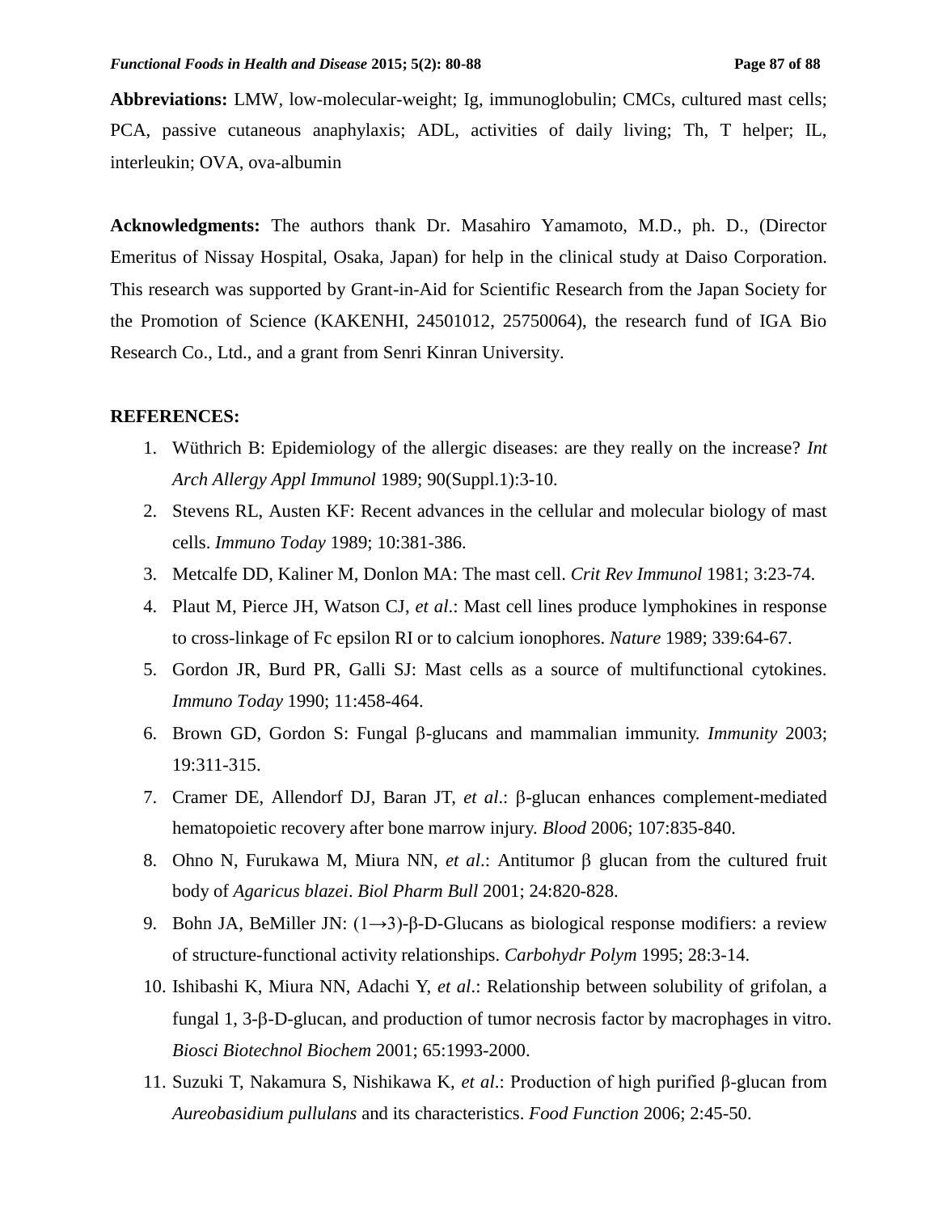**Abbreviations:** LMW, low-molecular-weight; Ig, immunoglobulin; CMCs, cultured mast cells; PCA, passive cutaneous anaphylaxis; ADL, activities of daily living; Th, T helper; IL, interleukin; OVA, ova-albumin

**Acknowledgments:** The authors thank Dr. Masahiro Yamamoto, M.D., ph. D., (Director Emeritus of Nissay Hospital, Osaka, Japan) for help in the clinical study at Daiso Corporation. This research was supported by Grant-in-Aid for Scientific Research from the Japan Society for the Promotion of Science (KAKENHI, 24501012, 25750064), the research fund of IGA Bio Research Co., Ltd., and a grant from Senri Kinran University.

**REFERENCES:**

1. Wüthrich B: Epidemiology of the allergic diseases: are they really on the increase? *Int Arch Allergy Appl Immunol* 1989; 90(Suppl.1):3-10.
2. Stevens RL, Austen KF: Recent advances in the cellular and molecular biology of mast cells. *Immuno Today* 1989; 10:381-386.
3. Metcalfe DD, Kaliner M, Donlon MA: The mast cell. *Crit Rev Immunol* 1981; 3:23-74.
4. Plaut M, Pierce JH, Watson CJ, *et al*.: Mast cell lines produce lymphokines in response to cross-linkage of Fc epsilon RI or to calcium ionophores. *Nature* 1989; 339:64-67.
5. Gordon JR, Burd PR, Galli SJ: Mast cells as a source of multifunctional cytokines. *Immuno Today* 1990; 11:458-464.
6. Brown GD, Gordon S: Fungal β-glucans and mammalian immunity. *Immunity* 2003; 19:311-315.
7. Cramer DE, Allendorf DJ, Baran JT, *et al*.: β-glucan enhances complement-mediated hematopoietic recovery after bone marrow injury. *Blood* 2006; 107:835-840.
8. Ohno N, Furukawa M, Miura NN, *et al*.: Antitumor β glucan from the cultured fruit body of *Agaricus blazei*. *Biol Pharm Bull* 2001; 24:820-828.
9. Bohn JA, BeMiller JN: (1→3)-β-D-Glucans as biological response modifiers: a review of structure-functional activity relationships. *Carbohydr Polym* 1995; 28:3-14.
10. Ishibashi K, Miura NN, Adachi Y, *et al*.: Relationship between solubility of grifolan, a fungal 1, 3-β-D-glucan, and production of tumor necrosis factor by macrophages in vitro. *Biosci Biotechnol Biochem* 2001; 65:1993-2000.
11. Suzuki T, Nakamura S, Nishikawa K, *et al*.: Production of high purified β-glucan from *Aureobasidium pullulans* and its characteristics. *Food Function* 2006; 2:45-50.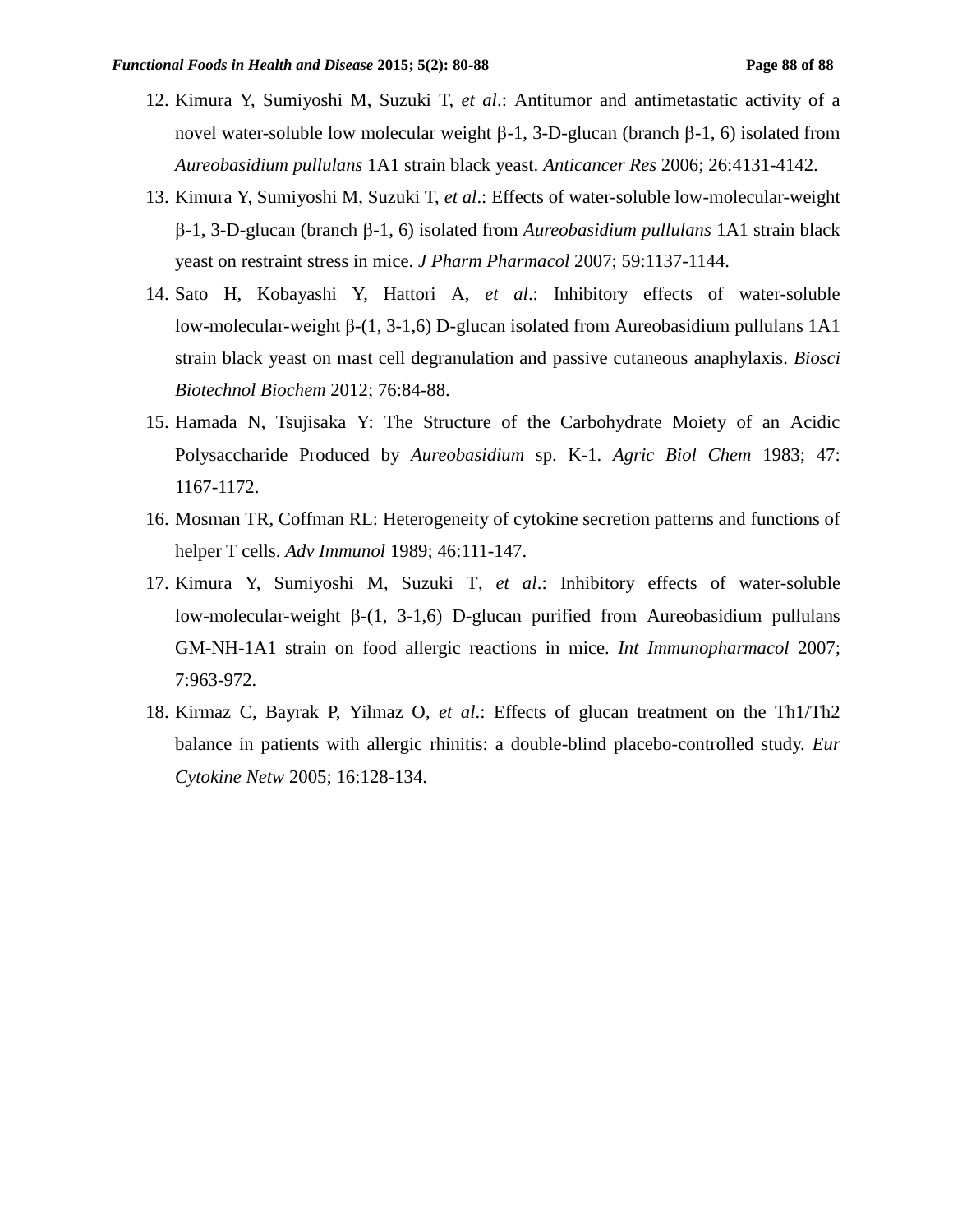12. Kimura Y, Sumiyoshi M, Suzuki T, *et al*.: Antitumor and antimetastatic activity of a novel water-soluble low molecular weight β-1, 3-D-glucan (branch β-1, 6) isolated from *Aureobasidium pullulans* 1A1 strain black yeast. *Anticancer Res* 2006; 26:4131-4142.
13. Kimura Y, Sumiyoshi M, Suzuki T, *et al*.: Effects of water-soluble low-molecular-weight β-1, 3-D-glucan (branch β-1, 6) isolated from *Aureobasidium pullulans* 1A1 strain black yeast on restraint stress in mice. *J Pharm Pharmacol* 2007; 59:1137-1144.
14. Sato H, Kobayashi Y, Hattori A, *et al*.: Inhibitory effects of water-soluble low-molecular-weight β-(1, 3-1,6) D-glucan isolated from Aureobasidium pullulans 1A1 strain black yeast on mast cell degranulation and passive cutaneous anaphylaxis. *Biosci Biotechnol Biochem* 2012; 76:84-88.
15. Hamada N, Tsujisaka Y: The Structure of the Carbohydrate Moiety of an Acidic Polysaccharide Produced by *Aureobasidium* sp. K-1. *Agric Biol Chem* 1983; 47: 1167-1172.
16. Mosman TR, Coffman RL: Heterogeneity of cytokine secretion patterns and functions of helper T cells. *Adv Immunol* 1989; 46:111-147.
17. Kimura Y, Sumiyoshi M, Suzuki T, *et al*.: Inhibitory effects of water-soluble low-molecular-weight β-(1, 3-1,6) D-glucan purified from Aureobasidium pullulans GM-NH-1A1 strain on food allergic reactions in mice. *Int Immunopharmacol* 2007; 7:963-972.
18. Kirmaz C, Bayrak P, Yilmaz O, *et al*.: Effects of glucan treatment on the Th1/Th2 balance in patients with allergic rhinitis: a double-blind placebo-controlled study. *Eur Cytokine Netw* 2005; 16:128-134.